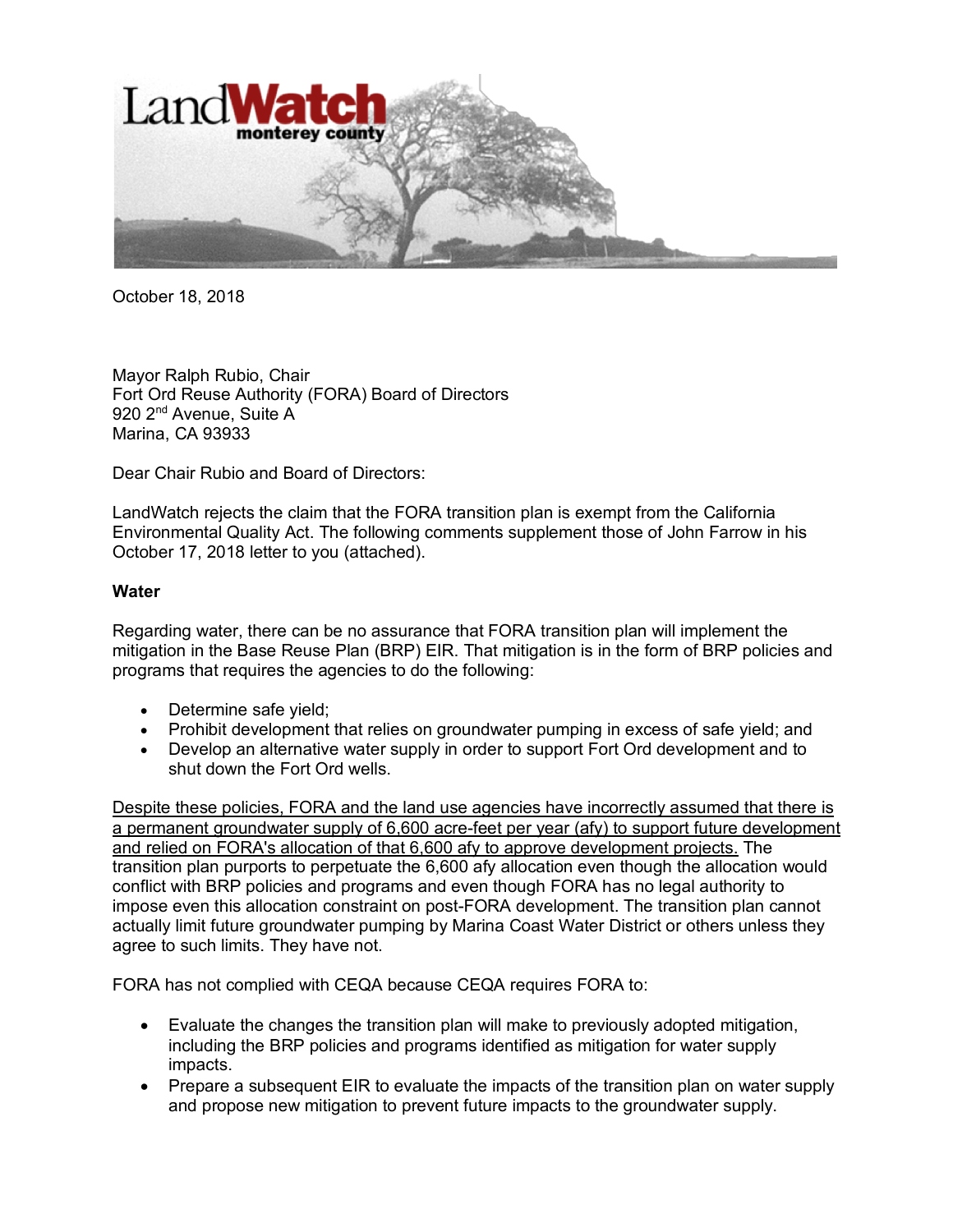LandWatch monterey county

October 18, 2018

Mayor Ralph Rubio, Chair
Fort Ord Reuse Authority (FORA) Board of Directors
920 2nd Avenue, Suite A
Marina, CA 93933

Dear Chair Rubio and Board of Directors:

LandWatch rejects the claim that the FORA transition plan is exempt from the California Environmental Quality Act. The following comments supplement those of John Farrow in his October 17, 2018 letter to you (attached).

**Water**

Regarding water, there can be no assurance that FORA transition plan will implement the mitigation in the Base Reuse Plan (BRP) EIR. That mitigation is in the form of BRP policies and programs that requires the agencies to do the following:

- Determine safe yield;
- Prohibit development that relies on groundwater pumping in excess of safe yield; and
- Develop an alternative water supply in order to support Fort Ord development and to shut down the Fort Ord wells.

<u>Despite these policies, FORA and the land use agencies have incorrectly assumed that there is a permanent groundwater supply of 6,600 acre-feet per year (afy) to support future development and relied on FORA's allocation of that 6,600 afy to approve development projects.</u> The transition plan purports to perpetuate the 6,600 afy allocation even though the allocation would conflict with BRP policies and programs and even though FORA has no legal authority to impose even this allocation constraint on post-FORA development. The transition plan cannot actually limit future groundwater pumping by Marina Coast Water District or others unless they agree to such limits. They have not.

FORA has not complied with CEQA because CEQA requires FORA to:

- Evaluate the changes the transition plan will make to previously adopted mitigation, including the BRP policies and programs identified as mitigation for water supply impacts.
- Prepare a subsequent EIR to evaluate the impacts of the transition plan on water supply and propose new mitigation to prevent future impacts to the groundwater supply.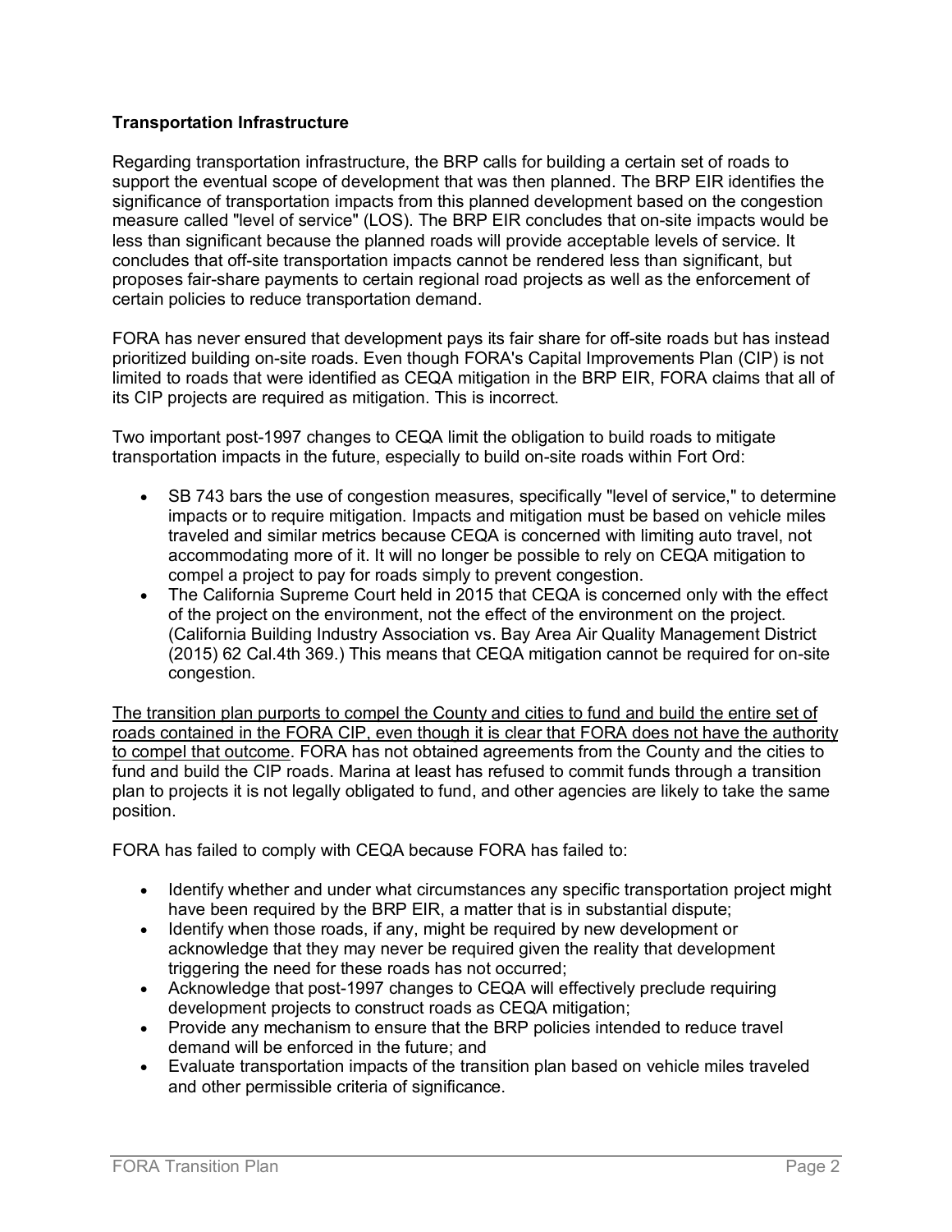**Transportation Infrastructure**

Regarding transportation infrastructure, the BRP calls for building a certain set of roads to support the eventual scope of development that was then planned. The BRP EIR identifies the significance of transportation impacts from this planned development based on the congestion measure called "level of service" (LOS). The BRP EIR concludes that on-site impacts would be less than significant because the planned roads will provide acceptable levels of service. It concludes that off-site transportation impacts cannot be rendered less than significant, but proposes fair-share payments to certain regional road projects as well as the enforcement of certain policies to reduce transportation demand.

FORA has never ensured that development pays its fair share for off-site roads but has instead prioritized building on-site roads. Even though FORA's Capital Improvements Plan (CIP) is not limited to roads that were identified as CEQA mitigation in the BRP EIR, FORA claims that all of its CIP projects are required as mitigation. This is incorrect.

Two important post-1997 changes to CEQA limit the obligation to build roads to mitigate transportation impacts in the future, especially to build on-site roads within Fort Ord:

- SB 743 bars the use of congestion measures, specifically "level of service," to determine impacts or to require mitigation. Impacts and mitigation must be based on vehicle miles traveled and similar metrics because CEQA is concerned with limiting auto travel, not accommodating more of it. It will no longer be possible to rely on CEQA mitigation to compel a project to pay for roads simply to prevent congestion.
- The California Supreme Court held in 2015 that CEQA is concerned only with the effect of the project on the environment, not the effect of the environment on the project. (California Building Industry Association vs. Bay Area Air Quality Management District (2015) 62 Cal.4th 369.) This means that CEQA mitigation cannot be required for on-site congestion.

<u>The transition plan purports to compel the County and cities to fund and build the entire set of roads contained in the FORA CIP, even though it is clear that FORA does not have the authority to compel that outcome</u>. FORA has not obtained agreements from the County and the cities to fund and build the CIP roads. Marina at least has refused to commit funds through a transition plan to projects it is not legally obligated to fund, and other agencies are likely to take the same position.

FORA has failed to comply with CEQA because FORA has failed to:

- Identify whether and under what circumstances any specific transportation project might have been required by the BRP EIR, a matter that is in substantial dispute;
- Identify when those roads, if any, might be required by new development or acknowledge that they may never be required given the reality that development triggering the need for these roads has not occurred;
- Acknowledge that post-1997 changes to CEQA will effectively preclude requiring development projects to construct roads as CEQA mitigation;
- Provide any mechanism to ensure that the BRP policies intended to reduce travel demand will be enforced in the future; and
- Evaluate transportation impacts of the transition plan based on vehicle miles traveled and other permissible criteria of significance.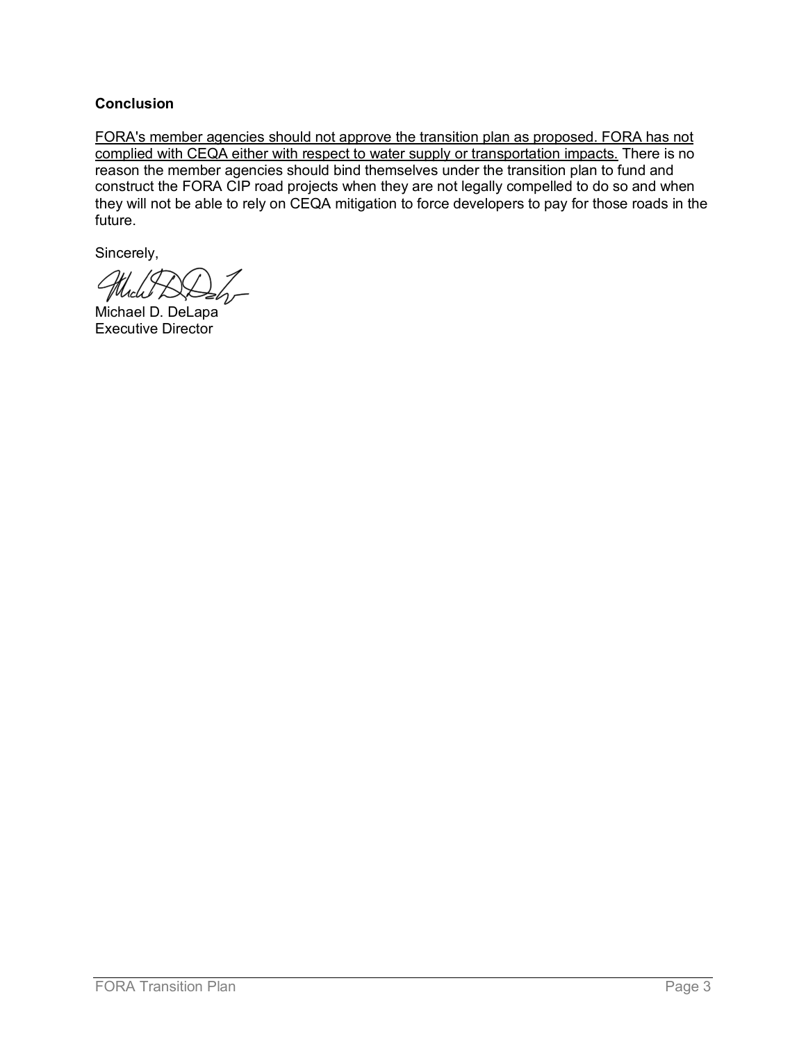**Conclusion**

<u>FORA's member agencies should not approve the transition plan as proposed. FORA has not complied with CEQA either with respect to water supply or transportation impacts.</u> There is no reason the member agencies should bind themselves under the transition plan to fund and construct the FORA CIP road projects when they are not legally compelled to do so and when they will not be able to rely on CEQA mitigation to force developers to pay for those roads in the future.

Sincerely,

Michael D. DeLapa
Executive Director